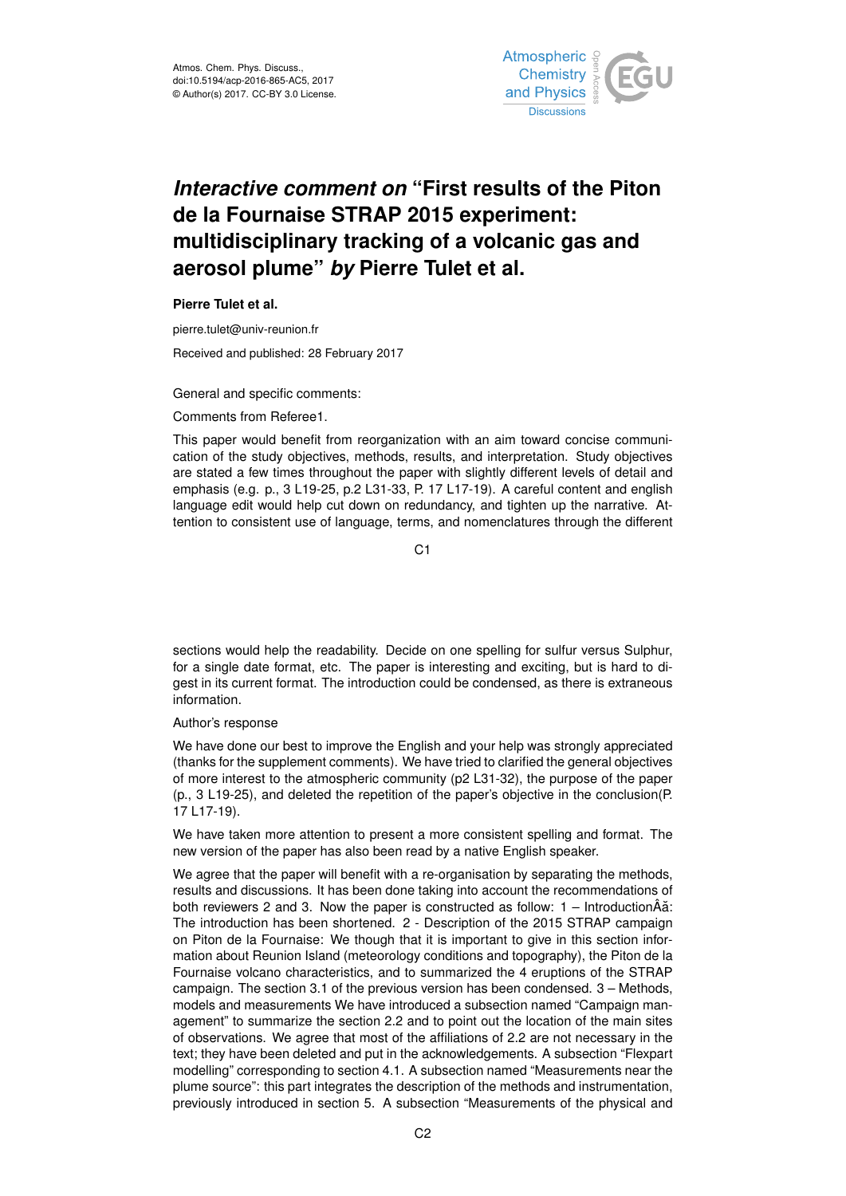# *Interactive comment on* "First results of the Piton de la Fournaise STRAP 2015 experiment: multidisciplinary tracking of a volcanic gas and aerosol plume" *by* Pierre Tulet et al.

**Pierre Tulet et al.**

pierre.tulet@univ-reunion.fr

Received and published: 28 February 2017

General and specific comments:

Comments from Referee1.

This paper would benefit from reorganization with an aim toward concise communication of the study objectives, methods, results, and interpretation. Study objectives are stated a few times throughout the paper with slightly different levels of detail and emphasis (e.g. p., 3 L19-25, p.2 L31-33, P. 17 L17-19). A careful content and english language edit would help cut down on redundancy, and tighten up the narrative. Attention to consistent use of language, terms, and nomenclatures through the different sections would help the readability. Decide on one spelling for sulfur versus Sulphur, for a single date format, etc. The paper is interesting and exciting, but is hard to digest in its current format. The introduction could be condensed, as there is extraneous information.

Author's response

We have done our best to improve the English and your help was strongly appreciated (thanks for the supplement comments). We have tried to clarified the general objectives of more interest to the atmospheric community (p2 L31-32), the purpose of the paper (p., 3 L19-25), and deleted the repetition of the paper's objective in the conclusion(P. 17 L17-19).

We have taken more attention to present a more consistent spelling and format. The new version of the paper has also been read by a native English speaker.

We agree that the paper will benefit with a re-organisation by separating the methods, results and discussions. It has been done taking into account the recommendations of both reviewers 2 and 3. Now the paper is constructed as follow: 1 – IntroductionÂă: The introduction has been shortened. 2 - Description of the 2015 STRAP campaign on Piton de la Fournaise: We though that it is important to give in this section information about Reunion Island (meteorology conditions and topography), the Piton de la Fournaise volcano characteristics, and to summarized the 4 eruptions of the STRAP campaign. The section 3.1 of the previous version has been condensed. 3 – Methods, models and measurements We have introduced a subsection named "Campaign management" to summarize the section 2.2 and to point out the location of the main sites of observations. We agree that most of the affiliations of 2.2 are not necessary in the text; they have been deleted and put in the acknowledgements. A subsection "Flexpart modelling" corresponding to section 4.1. A subsection named "Measurements near the plume source": this part integrates the description of the methods and instrumentation, previously introduced in section 5. A subsection "Measurements of the physical and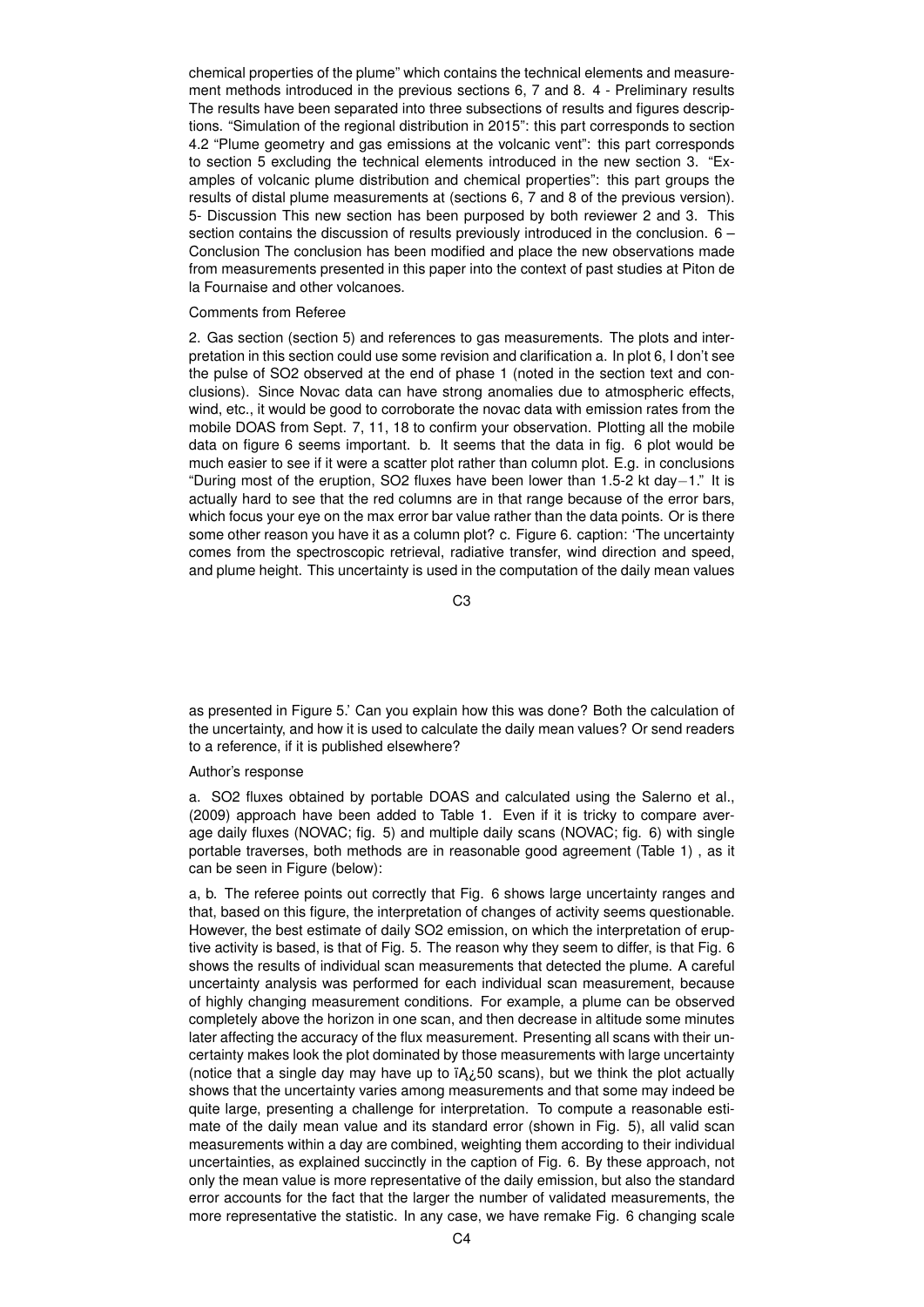chemical properties of the plume" which contains the technical elements and measurement methods introduced in the previous sections 6, 7 and 8. 4 - Preliminary results The results have been separated into three subsections of results and figures descriptions. "Simulation of the regional distribution in 2015": this part corresponds to section 4.2 "Plume geometry and gas emissions at the volcanic vent": this part corresponds to section 5 excluding the technical elements introduced in the new section 3. "Examples of volcanic plume distribution and chemical properties": this part groups the results of distal plume measurements at (sections 6, 7 and 8 of the previous version). 5- Discussion This new section has been purposed by both reviewer 2 and 3. This section contains the discussion of results previously introduced in the conclusion. 6 – Conclusion The conclusion has been modified and place the new observations made from measurements presented in this paper into the context of past studies at Piton de la Fournaise and other volcanoes.

Comments from Referee

2. Gas section (section 5) and references to gas measurements. The plots and interpretation in this section could use some revision and clarification a. In plot 6, I don't see the pulse of $SO_2$ observed at the end of phase 1 (noted in the section text and conclusions). Since Novac data can have strong anomalies due to atmospheric effects, wind, etc., it would be good to corroborate the novac data with emission rates from the mobile DOAS from Sept. 7, 11, 18 to confirm your observation. Plotting all the mobile data on figure 6 seems important. b. It seems that the data in fig. 6 plot would be much easier to see if it were a scatter plot rather than column plot. E.g. in conclusions "During most of the eruption, $SO_2$ fluxes have been lower than 1.5-2 kt day$^{-1}$." It is actually hard to see that the red columns are in that range because of the error bars, which focus your eye on the max error bar value rather than the data points. Or is there some other reason you have it as a column plot? c. Figure 6. caption: 'The uncertainty comes from the spectroscopic retrieval, radiative transfer, wind direction and speed, and plume height. This uncertainty is used in the computation of the daily mean values as presented in Figure 5.' Can you explain how this was done? Both the calculation of the uncertainty, and how it is used to calculate the daily mean values? Or send readers to a reference, if it is published elsewhere?

Author's response

a. $SO_2$ fluxes obtained by portable DOAS and calculated using the Salerno et al., (2009) approach have been added to Table 1. Even if it is tricky to compare average daily fluxes (NOVAC; fig. 5) and multiple daily scans (NOVAC; fig. 6) with single portable traverses, both methods are in reasonable good agreement (Table 1) , as it can be seen in Figure (below):

a, b. The referee points out correctly that Fig. 6 shows large uncertainty ranges and that, based on this figure, the interpretation of changes of activity seems questionable. However, the best estimate of daily $SO_2$ emission, on which the interpretation of eruptive activity is based, is that of Fig. 5. The reason why they seem to differ, is that Fig. 6 shows the results of individual scan measurements that detected the plume. A careful uncertainty analysis was performed for each individual scan measurement, because of highly changing measurement conditions. For example, a plume can be observed completely above the horizon in one scan, and then decrease in altitude some minutes later affecting the accuracy of the flux measurement. Presenting all scans with their uncertainty makes look the plot dominated by those measurements with large uncertainty (notice that a single day may have up to ïA¿50 scans), but we think the plot actually shows that the uncertainty varies among measurements and that some may indeed be quite large, presenting a challenge for interpretation. To compute a reasonable estimate of the daily mean value and its standard error (shown in Fig. 5), all valid scan measurements within a day are combined, weighting them according to their individual uncertainties, as explained succinctly in the caption of Fig. 6. By these approach, not only the mean value is more representative of the daily emission, but also the standard error accounts for the fact that the larger the number of validated measurements, the more representative the statistic. In any case, we have remake Fig. 6 changing scale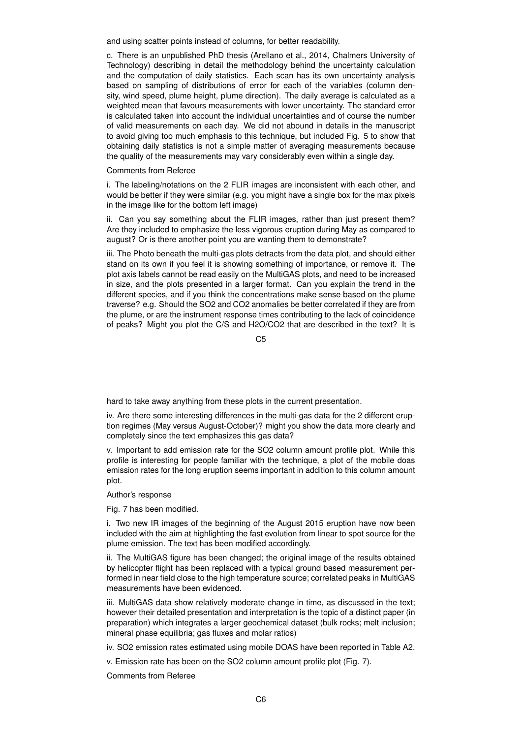and using scatter points instead of columns, for better readability.

c. There is an unpublished PhD thesis (Arellano et al., 2014, Chalmers University of Technology) describing in detail the methodology behind the uncertainty calculation and the computation of daily statistics. Each scan has its own uncertainty analysis based on sampling of distributions of error for each of the variables (column density, wind speed, plume height, plume direction). The daily average is calculated as a weighted mean that favours measurements with lower uncertainty. The standard error is calculated taken into account the individual uncertainties and of course the number of valid measurements on each day. We did not abound in details in the manuscript to avoid giving too much emphasis to this technique, but included Fig. 5 to show that obtaining daily statistics is not a simple matter of averaging measurements because the quality of the measurements may vary considerably even within a single day.

Comments from Referee

i. The labeling/notations on the 2 FLIR images are inconsistent with each other, and would be better if they were similar (e.g. you might have a single box for the max pixels in the image like for the bottom left image)

ii. Can you say something about the FLIR images, rather than just present them? Are they included to emphasize the less vigorous eruption during May as compared to august? Or is there another point you are wanting them to demonstrate?

iii. The Photo beneath the multi-gas plots detracts from the data plot, and should either stand on its own if you feel it is showing something of importance, or remove it. The plot axis labels cannot be read easily on the MultiGAS plots, and need to be increased in size, and the plots presented in a larger format. Can you explain the trend in the different species, and if you think the concentrations make sense based on the plume traverse? e.g. Should the $SO_2$ and $CO_2$ anomalies be better correlated if they are from the plume, or are the instrument response times contributing to the lack of coincidence of peaks? Might you plot the C/S and $H_2O/CO_2$ that are described in the text? It is hard to take away anything from these plots in the current presentation.

iv. Are there some interesting differences in the multi-gas data for the 2 different eruption regimes (May versus August-October)? might you show the data more clearly and completely since the text emphasizes this gas data?

v. Important to add emission rate for the $SO_2$ column amount profile plot. While this profile is interesting for people familiar with the technique, a plot of the mobile doas emission rates for the long eruption seems important in addition to this column amount plot.

Author's response

Fig. 7 has been modified.

i. Two new IR images of the beginning of the August 2015 eruption have now been included with the aim at highlighting the fast evolution from linear to spot source for the plume emission. The text has been modified accordingly.

ii. The MultiGAS figure has been changed; the original image of the results obtained by helicopter flight has been replaced with a typical ground based measurement performed in near field close to the high temperature source; correlated peaks in MultiGAS measurements have been evidenced.

iii. MultiGAS data show relatively moderate change in time, as discussed in the text; however their detailed presentation and interpretation is the topic of a distinct paper (in preparation) which integrates a larger geochemical dataset (bulk rocks; melt inclusion; mineral phase equilibria; gas fluxes and molar ratios)

iv. $SO_2$ emission rates estimated using mobile DOAS have been reported in Table A2.

v. Emission rate has been on the $SO_2$ column amount profile plot (Fig. 7).

Comments from Referee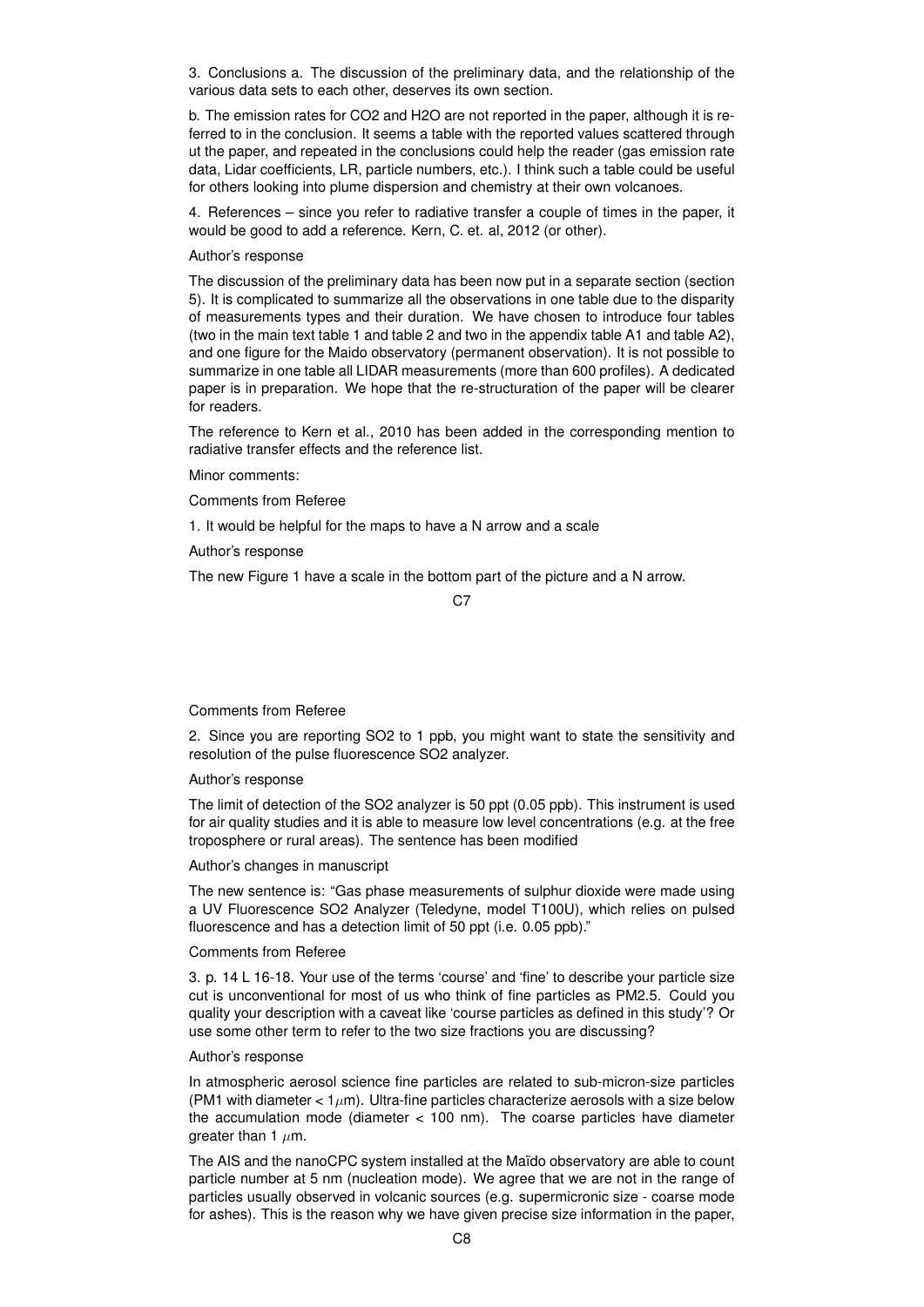3. Conclusions a. The discussion of the preliminary data, and the relationship of the various data sets to each other, deserves its own section.

b. The emission rates for $CO_2$ and $H_2O$ are not reported in the paper, although it is referred to in the conclusion. It seems a table with the reported values scattered through ut the paper, and repeated in the conclusions could help the reader (gas emission rate data, Lidar coefficients, LR, particle numbers, etc.). I think such a table could be useful for others looking into plume dispersion and chemistry at their own volcanoes.

4. References – since you refer to radiative transfer a couple of times in the paper, it would be good to add a reference. Kern, C. et. al, 2012 (or other).

Author's response

The discussion of the preliminary data has been now put in a separate section (section 5). It is complicated to summarize all the observations in one table due to the disparity of measurements types and their duration. We have chosen to introduce four tables (two in the main text table 1 and table 2 and two in the appendix table A1 and table A2), and one figure for the Maido observatory (permanent observation). It is not possible to summarize in one table all LIDAR measurements (more than 600 profiles). A dedicated paper is in preparation. We hope that the re-structuration of the paper will be clearer for readers.

The reference to Kern et al., 2010 has been added in the corresponding mention to radiative transfer effects and the reference list.

Minor comments:

Comments from Referee

1. It would be helpful for the maps to have a N arrow and a scale

Author's response

The new Figure 1 have a scale in the bottom part of the picture and a N arrow.

Comments from Referee

2. Since you are reporting $SO_2$ to 1 ppb, you might want to state the sensitivity and resolution of the pulse fluorescence $SO_2$ analyzer.

Author's response

The limit of detection of the $SO_2$ analyzer is 50 ppt (0.05 ppb). This instrument is used for air quality studies and it is able to measure low level concentrations (e.g. at the free troposphere or rural areas). The sentence has been modified

Author's changes in manuscript

The new sentence is: "Gas phase measurements of sulphur dioxide were made using a UV Fluorescence $SO_2$ Analyzer (Teledyne, model T100U), which relies on pulsed fluorescence and has a detection limit of 50 ppt (i.e. 0.05 ppb)."

Comments from Referee

3. p. 14 L 16-18. Your use of the terms 'course' and 'fine' to describe your particle size cut is unconventional for most of us who think of fine particles as PM2.5. Could you quality your description with a caveat like 'course particles as defined in this study'? Or use some other term to refer to the two size fractions you are discussing?

Author's response

In atmospheric aerosol science fine particles are related to sub-micron-size particles (PM1 with diameter < 1 $\mu$m). Ultra-fine particles characterize aerosols with a size below the accumulation mode (diameter < 100 nm). The coarse particles have diameter greater than 1 $\mu$m.

The AIS and the nanoCPC system installed at the Maïdo observatory are able to count particle number at 5 nm (nucleation mode). We agree that we are not in the range of particles usually observed in volcanic sources (e.g. supermicronic size - coarse mode for ashes). This is the reason why we have given precise size information in the paper,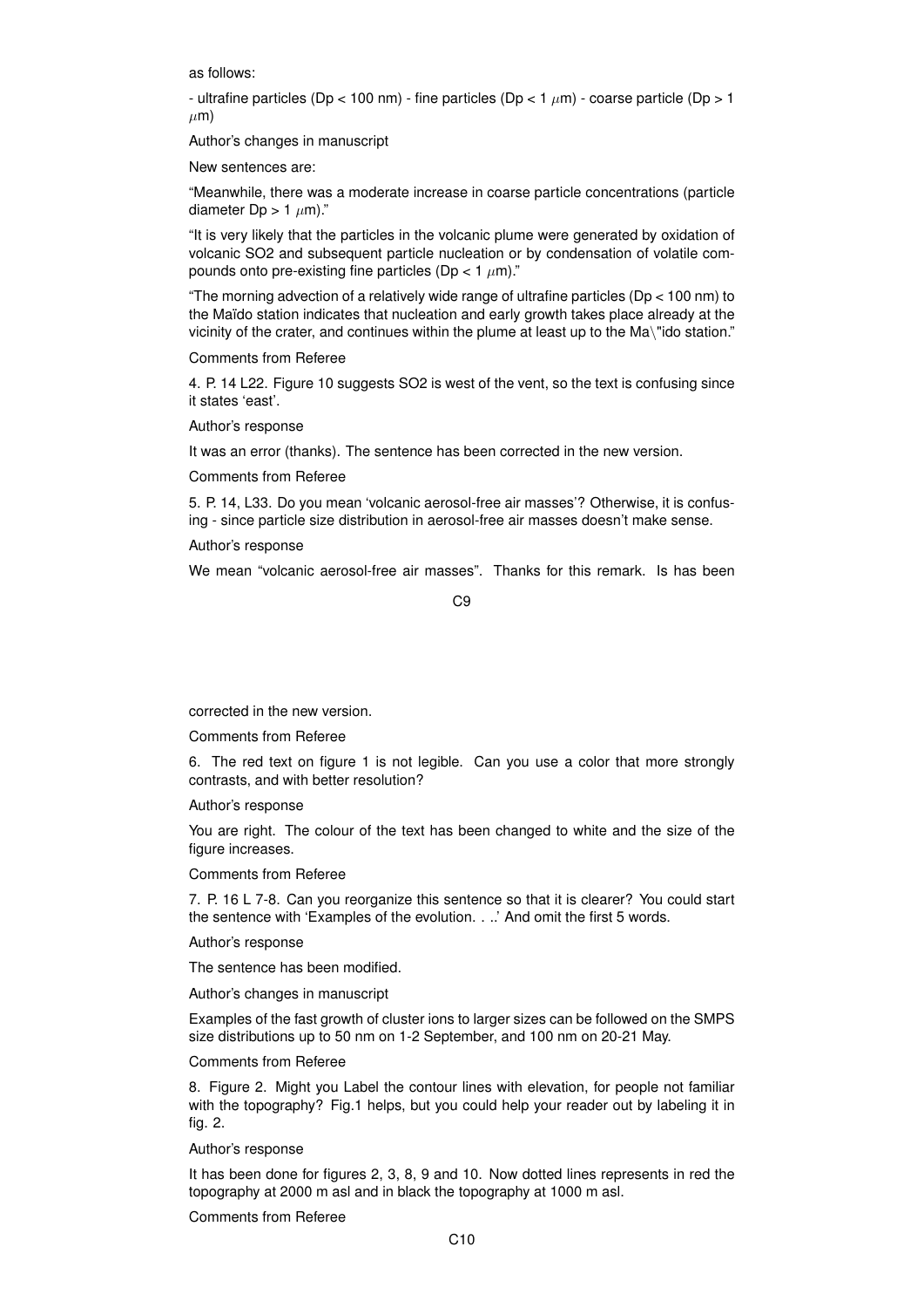as follows:

- ultrafine particles (Dp < 100 nm) - fine particles (Dp < 1 $\mu$m) - coarse particle (Dp > 1 $\mu$m)

Author's changes in manuscript

New sentences are:

"Meanwhile, there was a moderate increase in coarse particle concentrations (particle diameter Dp > 1 $\mu$m)."

"It is very likely that the particles in the volcanic plume were generated by oxidation of volcanic SO2 and subsequent particle nucleation or by condensation of volatile compounds onto pre-existing fine particles (Dp < 1 $\mu$m)."

"The morning advection of a relatively wide range of ultrafine particles (Dp < 100 nm) to the Maïdo station indicates that nucleation and early growth takes place already at the vicinity of the crater, and continues within the plume at least up to the Ma\"ido station."

Comments from Referee

4. P. 14 L22. Figure 10 suggests SO2 is west of the vent, so the text is confusing since it states 'east'.

Author's response

It was an error (thanks). The sentence has been corrected in the new version.

Comments from Referee

5. P. 14, L33. Do you mean 'volcanic aerosol-free air masses'? Otherwise, it is confusing - since particle size distribution in aerosol-free air masses doesn't make sense.

Author's response

We mean "volcanic aerosol-free air masses". Thanks for this remark. Is has been corrected in the new version.

Comments from Referee

6. The red text on figure 1 is not legible. Can you use a color that more strongly contrasts, and with better resolution?

Author's response

You are right. The colour of the text has been changed to white and the size of the figure increases.

Comments from Referee

7. P. 16 L 7-8. Can you reorganize this sentence so that it is clearer? You could start the sentence with 'Examples of the evolution. . ..' And omit the first 5 words.

Author's response

The sentence has been modified.

Author's changes in manuscript

Examples of the fast growth of cluster ions to larger sizes can be followed on the SMPS size distributions up to 50 nm on 1-2 September, and 100 nm on 20-21 May.

Comments from Referee

8. Figure 2. Might you Label the contour lines with elevation, for people not familiar with the topography? Fig.1 helps, but you could help your reader out by labeling it in fig. 2.

Author's response

It has been done for figures 2, 3, 8, 9 and 10. Now dotted lines represents in red the topography at 2000 m asl and in black the topography at 1000 m asl.

Comments from Referee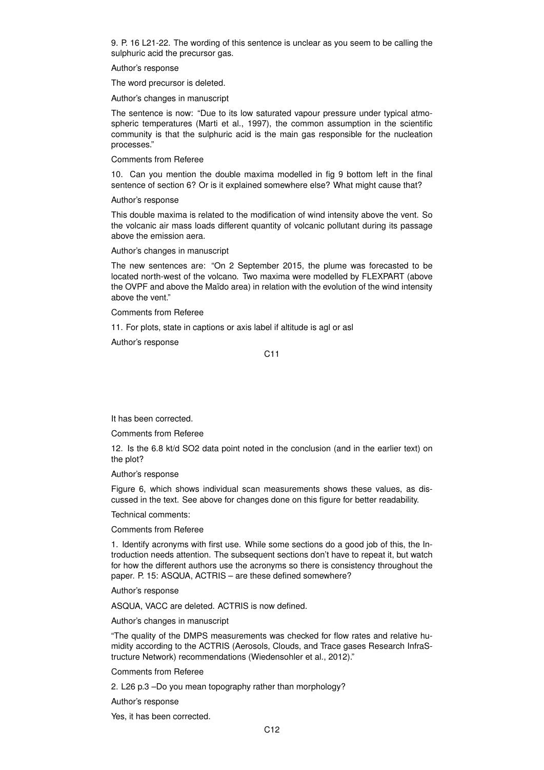9. P. 16 L21-22. The wording of this sentence is unclear as you seem to be calling the sulphuric acid the precursor gas.

Author's response

The word precursor is deleted.

Author's changes in manuscript

The sentence is now: "Due to its low saturated vapour pressure under typical atmospheric temperatures (Marti et al., 1997), the common assumption in the scientific community is that the sulphuric acid is the main gas responsible for the nucleation processes."

Comments from Referee

10. Can you mention the double maxima modelled in fig 9 bottom left in the final sentence of section 6? Or is it explained somewhere else? What might cause that?

Author's response

This double maxima is related to the modification of wind intensity above the vent. So the volcanic air mass loads different quantity of volcanic pollutant during its passage above the emission aera.

Author's changes in manuscript

The new sentences are: "On 2 September 2015, the plume was forecasted to be located north-west of the volcano. Two maxima were modelled by FLEXPART (above the OVPF and above the Maïdo area) in relation with the evolution of the wind intensity above the vent."

Comments from Referee

11. For plots, state in captions or axis label if altitude is agl or asl

Author's response

It has been corrected.

Comments from Referee

12. Is the 6.8 kt/d $SO_2$ data point noted in the conclusion (and in the earlier text) on the plot?

Author's response

Figure 6, which shows individual scan measurements shows these values, as discussed in the text. See above for changes done on this figure for better readability.

Technical comments:

Comments from Referee

1. Identify acronyms with first use. While some sections do a good job of this, the Introduction needs attention. The subsequent sections don't have to repeat it, but watch for how the different authors use the acronyms so there is consistency throughout the paper. P. 15: ASQUA, ACTRIS – are these defined somewhere?

Author's response

ASQUA, VACC are deleted. ACTRIS is now defined.

Author's changes in manuscript

"The quality of the DMPS measurements was checked for flow rates and relative humidity according to the ACTRIS (Aerosols, Clouds, and Trace gases Research InfraStructure Network) recommendations (Wiedensohler et al., 2012)."

Comments from Referee

2. L26 p.3 –Do you mean topography rather than morphology?

Author's response

Yes, it has been corrected.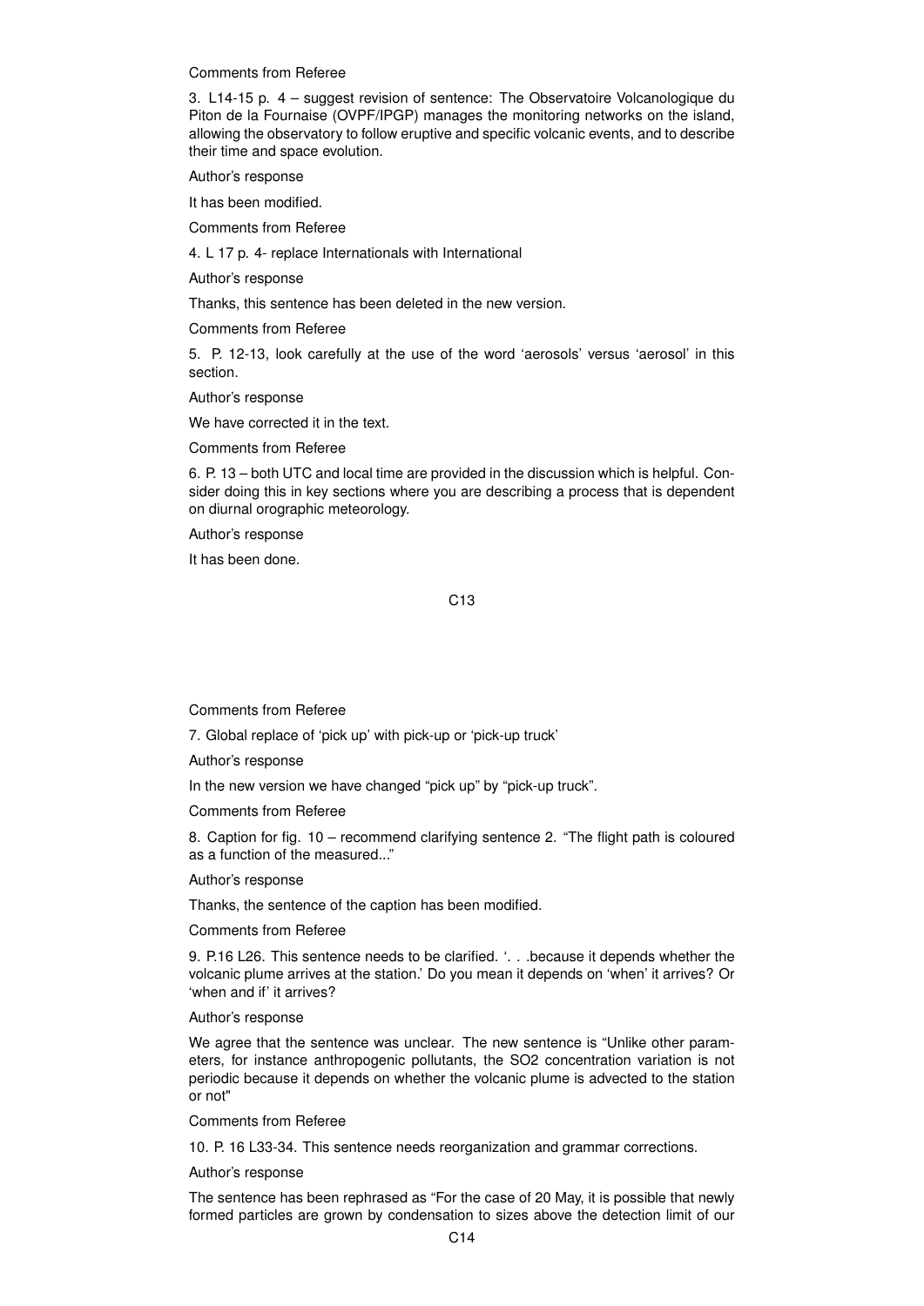Comments from Referee

3. L14-15 p. 4 – suggest revision of sentence: The Observatoire Volcanologique du Piton de la Fournaise (OVPF/IPGP) manages the monitoring networks on the island, allowing the observatory to follow eruptive and specific volcanic events, and to describe their time and space evolution.

Author's response

It has been modified.

Comments from Referee

4. L 17 p. 4- replace Internationals with International

Author's response

Thanks, this sentence has been deleted in the new version.

Comments from Referee

5. P. 12-13, look carefully at the use of the word 'aerosols' versus 'aerosol' in this section.

Author's response

We have corrected it in the text.

Comments from Referee

6. P. 13 – both UTC and local time are provided in the discussion which is helpful. Consider doing this in key sections where you are describing a process that is dependent on diurnal orographic meteorology.

Author's response

It has been done.

Comments from Referee

7. Global replace of 'pick up' with pick-up or 'pick-up truck'

Author's response

In the new version we have changed "pick up" by "pick-up truck".

Comments from Referee

8. Caption for fig. 10 – recommend clarifying sentence 2. "The flight path is coloured as a function of the measured..."

Author's response

Thanks, the sentence of the caption has been modified.

Comments from Referee

9. P.16 L26. This sentence needs to be clarified. '. . .because it depends whether the volcanic plume arrives at the station.' Do you mean it depends on 'when' it arrives? Or 'when and if' it arrives?

Author's response

We agree that the sentence was unclear. The new sentence is "Unlike other parameters, for instance anthropogenic pollutants, the $SO_2$ concentration variation is not periodic because it depends on whether the volcanic plume is advected to the station or not"

Comments from Referee

10. P. 16 L33-34. This sentence needs reorganization and grammar corrections.

Author's response

The sentence has been rephrased as "For the case of 20 May, it is possible that newly formed particles are grown by condensation to sizes above the detection limit of our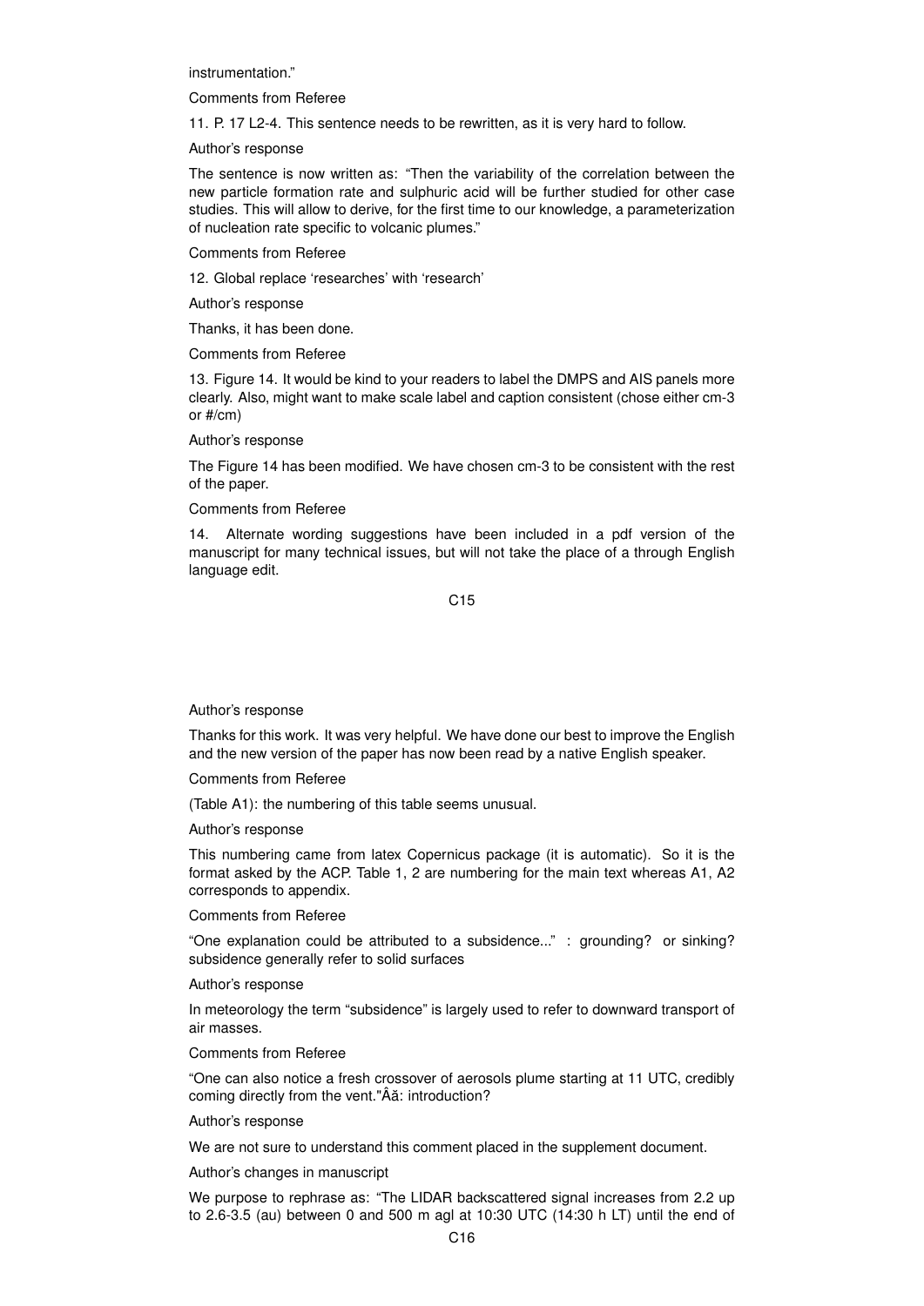instrumentation."

Comments from Referee

11. P. 17 L2-4. This sentence needs to be rewritten, as it is very hard to follow.

Author's response

The sentence is now written as: "Then the variability of the correlation between the new particle formation rate and sulphuric acid will be further studied for other case studies. This will allow to derive, for the first time to our knowledge, a parameterization of nucleation rate specific to volcanic plumes."

Comments from Referee

12. Global replace 'researches' with 'research'

Author's response

Thanks, it has been done.

Comments from Referee

13. Figure 14. It would be kind to your readers to label the DMPS and AIS panels more clearly. Also, might want to make scale label and caption consistent (chose either cm-3 or #/cm)

Author's response

The Figure 14 has been modified. We have chosen cm-3 to be consistent with the rest of the paper.

Comments from Referee

14. Alternate wording suggestions have been included in a pdf version of the manuscript for many technical issues, but will not take the place of a through English language edit.

Author's response

Thanks for this work. It was very helpful. We have done our best to improve the English and the new version of the paper has now been read by a native English speaker.

Comments from Referee

(Table A1): the numbering of this table seems unusual.

Author's response

This numbering came from latex Copernicus package (it is automatic). So it is the format asked by the ACP. Table 1, 2 are numbering for the main text whereas A1, A2 corresponds to appendix.

Comments from Referee

"One explanation could be attributed to a subsidence..." : grounding? or sinking? subsidence generally refer to solid surfaces

Author's response

In meteorology the term "subsidence" is largely used to refer to downward transport of air masses.

Comments from Referee

"One can also notice a fresh crossover of aerosols plume starting at 11 UTC, credibly coming directly from the vent."Âă: introduction?

Author's response

We are not sure to understand this comment placed in the supplement document.

Author's changes in manuscript

We purpose to rephrase as: "The LIDAR backscattered signal increases from 2.2 up to 2.6-3.5 (au) between 0 and 500 m agl at 10:30 UTC (14:30 h LT) until the end of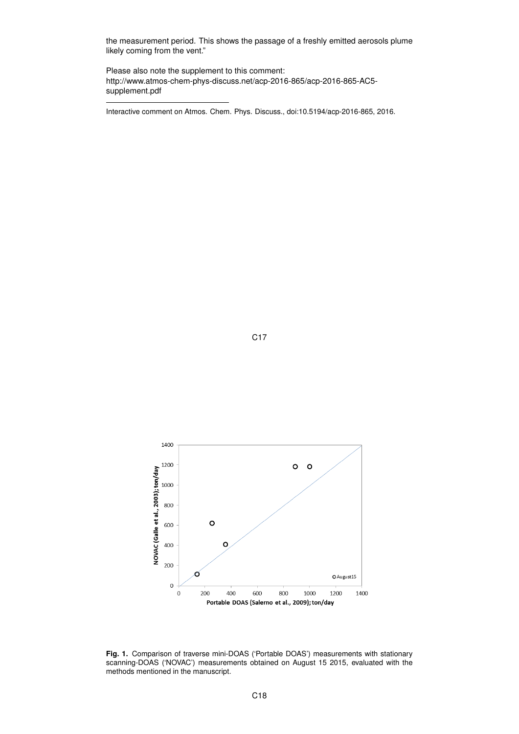the measurement period. This shows the passage of a freshly emitted aerosols plume likely coming from the vent."

Please also note the supplement to this comment:
http://www.atmos-chem-phys-discuss.net/acp-2016-865/acp-2016-865-AC5-supplement.pdf

---

Interactive comment on Atmos. Chem. Phys. Discuss., doi:10.5194/acp-2016-865, 2016.

NOVAC (Galle et al., 2003); ton/day

1400
1200
1000
800
600
400
200
0

0 200 400 600 800 1000 1200 1400

Portable DOAS (Salerno et al., 2009); ton/day

August15

**Fig. 1.** Comparison of traverse mini-DOAS ('Portable DOAS') measurements with stationary scanning-DOAS ('NOVAC') measurements obtained on August 15 2015, evaluated with the methods mentioned in the manuscript.